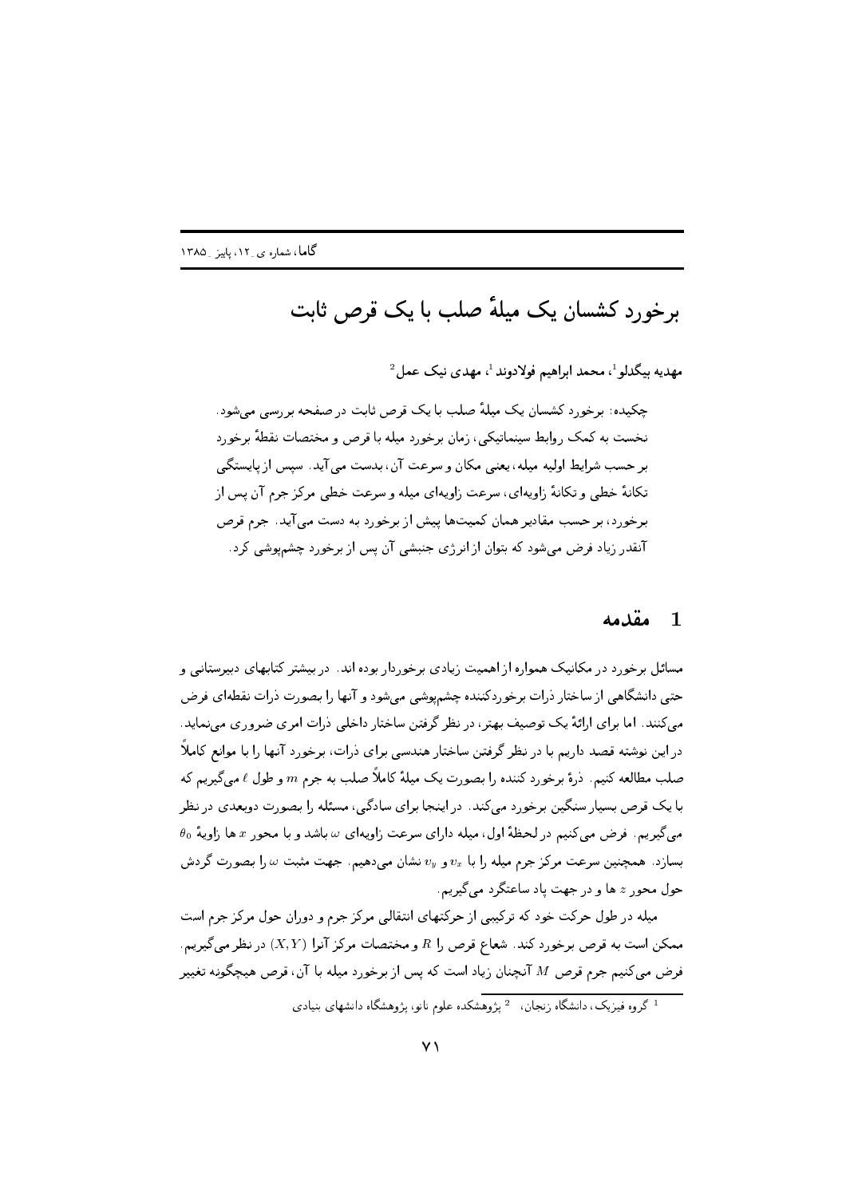# برخورد کشسان یک میلهٔ صلب با یک قرص ثابت

مهدیه بیگدلو[1]، محمد ابراهیم فولادوند[1]، مهدی نیک عمل[2]

چکیده: برخورد کشسان یک میلهٔ صلب با یک قرص ثابت در صفحه بررسی می‌شود. نخست به کمک روابط سینماتیکی، زمان برخورد میله با قرص و مختصات نقطهٔ برخورد بر حسب شرایط اولیه میله، یعنی مکان و سرعت آن، بدست می‌آید. سپس از پایستگی تکانهٔ خطی و تکانهٔ زاویه‌ای، سرعت زاویه‌ای میله و سرعت خطی مرکز جرم آن پس از برخورد، بر حسب مقادیر همان کمیت‌ها پیش از برخورد به دست می‌آید. جرم قرص آنقدر زیاد فرض می‌شود که بتوان از انرژی جنبشی آن پس از برخورد چشم‌پوشی کرد.

## 1 مقدمه

مسائل برخورد در مکانیک همواره از اهمیت زیادی برخوردار بوده اند. در بیشتر کتابهای دبیرستانی و حتی دانشگاهی از ساختار ذرات برخوردکننده چشم‌پوشی می‌شود و آنها را بصورت ذرات نقطه‌ای فرض می‌کنند. اما برای ارائهٔ یک توصیف بهتر، در نظر گرفتن ساختار داخلی ذرات امری ضروری می‌نماید. در این نوشته قصد داریم با در نظر گرفتن ساختار هندسی برای ذرات، برخورد آنها را با موانع کاملاً صلب مطالعه کنیم. ذرهٔ برخورد کننده را بصورت یک میلهٔ کاملاً صلب به جرم $m$ و طول $\ell$ می‌گیریم که با یک قرص بسیار سنگین برخورد می‌کند. در اینجا برای سادگی، مسئله را بصورت دوبعدی در نظر می‌گیریم. فرض می‌کنیم در لحظهٔ اول، میله دارای سرعت زاویه‌ای $\omega$ باشد و با محور $x$ ها زاویهٔ $\theta_0$ بسازد. همچنین سرعت مرکز جرم میله را با $v_x$ و $v_y$ نشان می‌دهیم. جهت مثبت $\omega$ را بصورت گردش حول محور $z$ ها و در جهت پاد ساعتگرد می‌گیریم.

میله در طول حرکت خود که ترکیبی از حرکتهای انتقالی مرکز جرم و دوران حول مرکز جرم است ممکن است به قرص برخورد کند. شعاع قرص را $R$ و مختصات مرکز آنرا $(X,Y)$ در نظر می‌گیریم. فرض می‌کنیم جرم قرص $M$ آنچنان زیاد است که پس از برخورد میله با آن، قرص هیچگونه تغییر

[1] گروه فیزیک، دانشگاه زنجان، [2] پژوهشکده علوم نانو، پژوهشگاه دانشهای بنیادی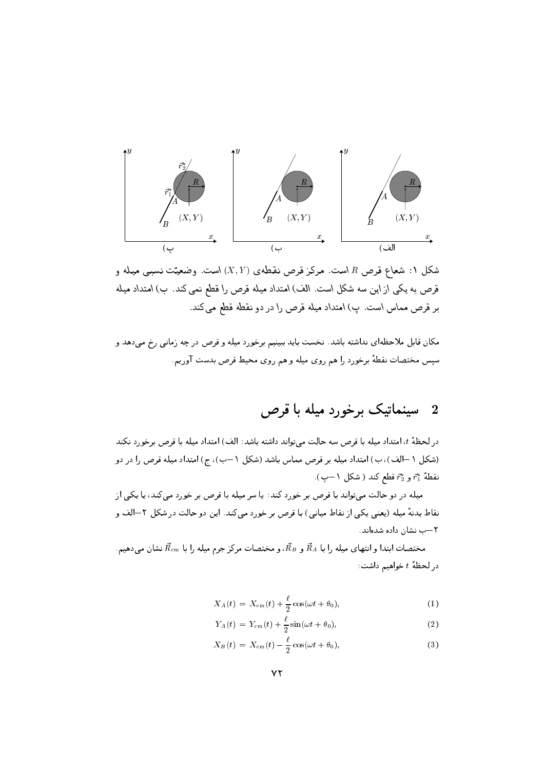شکل ۱: شعاع قرص $R$ است. مرکز قرص نقطه‌ی $(X, Y)$ است. وضعیّت نسبی میله و قرص به یکی از این سه شکل است. الف) امتداد میله قرص را قطع نمی‌کند. ب) امتداد میله بر قرص مماس است. پ) امتداد میله قرص را در دو نقطه قطع می‌کند.

مکان قابل ملاحظه‌ای نداشته باشد. نخست باید ببینیم برخورد میله و قرص در چه زمانی رخ می‌دهد و سپس مختصات نقطهٔ برخورد را هم روی میله و هم روی محیط قرص بدست آوریم.

## 2 سینماتیک برخورد میله با قرص

در لحظهٔ $t$، امتداد میله با قرص سه حالت می‌تواند داشته باشد: الف) امتداد میله با قرص برخورد نکند (شکل ۱–الف)، ب) امتداد میله بر قرص مماس باشد (شکل ۱–ب)، ج) امتداد میله قرص را در دو نقطهٔ $\vec{r}_1^*$ و $\vec{r}_2^*$ قطع کند (شکل ۱–پ).

میله در دو حالت می‌تواند با قرص بر خورد کند: یا سر میله با قرص بر خورد می‌کند، یا یکی از نقاط بدنهٔ میله (یعنی یکی از نقاط میانی) با قرص بر خورد می‌کند. این دو حالت در شکل ۲–الف و ۲–ب نشان داده شده‌اند.

مختصات ابتدا و انتهای میله را با $\vec{R}_A$ و $\vec{R}_B$، و مختصات مرکز جرم میله را با $\vec{R}_{\rm cm}$ نشان می‌دهیم. در لحظهٔ $t$ خواهیم داشت:

$$X_A(t) = X_{\rm cm}(t) + \frac{\ell}{2}\cos(\omega t + \theta_0), \tag{1}$$

$$Y_A(t) = Y_{\rm cm}(t) + \frac{\ell}{2}\sin(\omega t + \theta_0), \tag{2}$$

$$X_B(t) = X_{\rm cm}(t) - \frac{\ell}{2}\cos(\omega t + \theta_0), \tag{3}$$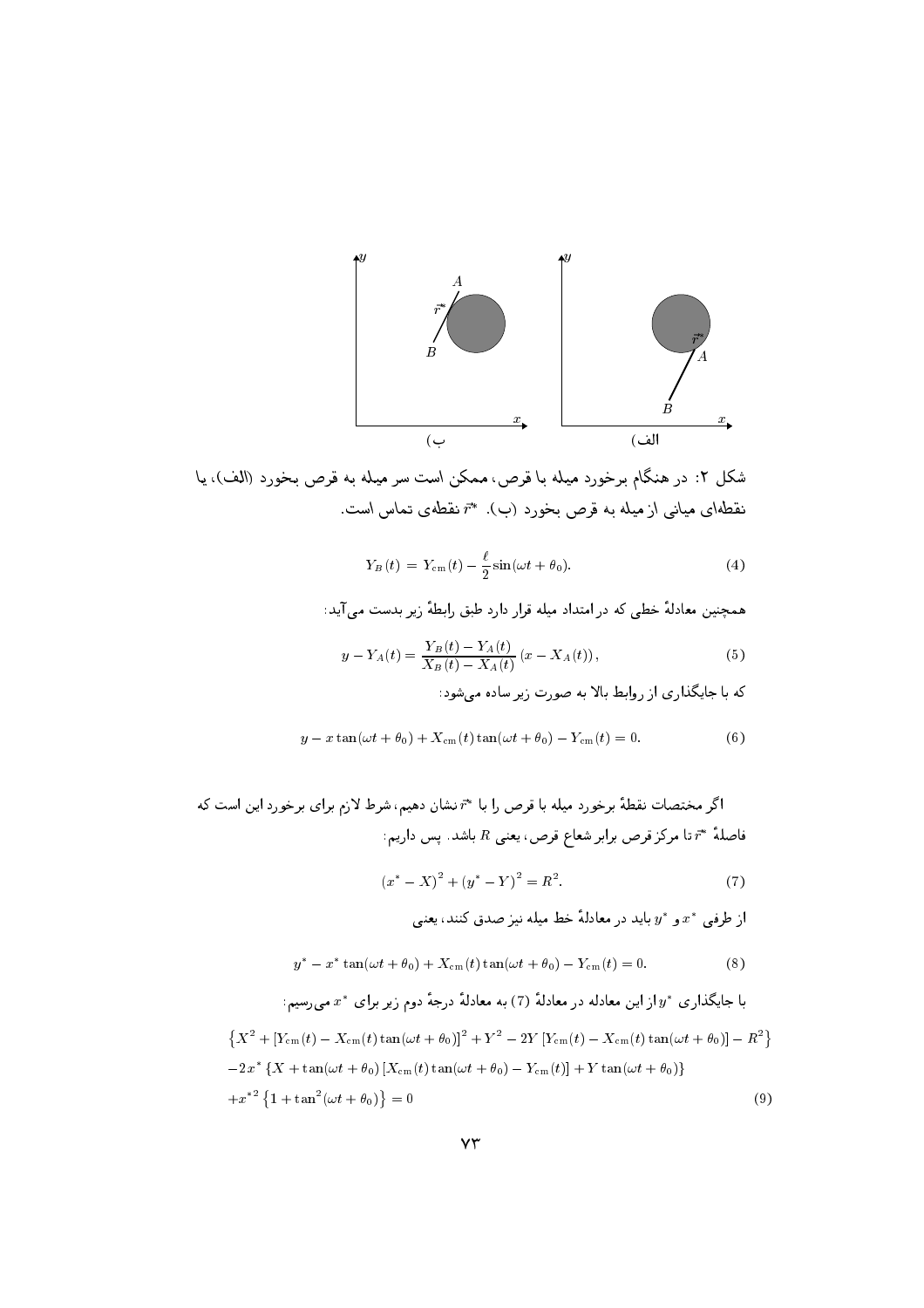شکل ۲: در هنگام برخورد میله با قرص، ممکن است سر میله به قرص بخورد (الف)، یا نقطه‌ای میانی از میله به قرص بخورد (ب). $\vec{r}^*$ نقطه‌ی تماس است.

$$Y_B(t) = Y_{\rm cm}(t) - \frac{\ell}{2}\sin(\omega t + \theta_0). \tag{4}$$

همچنین معادلهٔ خطی که در امتداد میله قرار دارد طبق رابطهٔ زیر بدست می‌آید:

$$y - Y_A(t) = \frac{Y_B(t) - Y_A(t)}{X_B(t) - X_A(t)}\left(x - X_A(t)\right), \tag{5}$$

که با جایگذاری از روابط بالا به صورت زیر ساده می‌شود:

$$y - x\tan(\omega t + \theta_0) + X_{\rm cm}(t)\tan(\omega t + \theta_0) - Y_{\rm cm}(t) = 0. \tag{6}$$

اگر مختصات نقطهٔ برخورد میله با قرص را با $\vec{r}^*$ نشان دهیم، شرط لازم برای برخورد این است که فاصلهٔ $\vec{r}^*$ تا مرکز قرص برابر شعاع قرص، یعنی $R$ باشد. پس داریم:

$$\left(x^* - X\right)^2 + \left(y^* - Y\right)^2 = R^2. \tag{7}$$

از طرفی $x^*$ و $y^*$ باید در معادلهٔ خط میله نیز صدق کنند، یعنی

$$y^* - x^*\tan(\omega t + \theta_0) + X_{\rm cm}(t)\tan(\omega t + \theta_0) - Y_{\rm cm}(t) = 0. \tag{8}$$

با جایگذاری $y^*$ از این معادله در معادلهٔ (7) به معادلهٔ درجهٔ دوم زیر برای $x^*$ می‌رسیم:

$$\begin{aligned}
&\left\{X^2 + \left[Y_{\rm cm}(t) - X_{\rm cm}(t)\tan(\omega t + \theta_0)\right]^2 + Y^2 - 2Y\left[Y_{\rm cm}(t) - X_{\rm cm}(t)\tan(\omega t + \theta_0)\right] - R^2\right\} \\
&- 2x^*\left\{X + \tan(\omega t + \theta_0)\left[X_{\rm cm}(t)\tan(\omega t + \theta_0) - Y_{\rm cm}(t)\right] + Y\tan(\omega t + \theta_0)\right\} \\
&+ x^{*2}\left\{1 + \tan^2(\omega t + \theta_0)\right\} = 0
\end{aligned} \tag{9}$$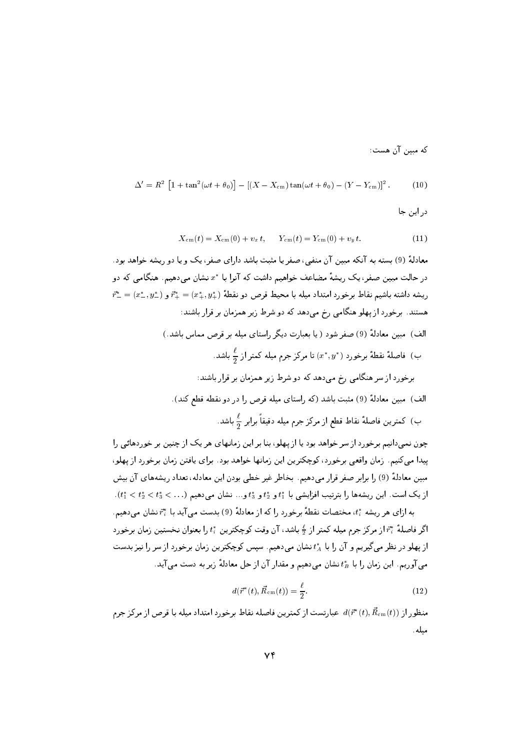که مبین آن هست:

$$\Delta' = R^2 \left[1 + \tan^2(\omega t + \theta_0)\right] - \left[(X - X_{\rm cm}) \tan(\omega t + \theta_0) - (Y - Y_{\rm cm})\right]^2 . \qquad (10)$$

در این جا

$$X_{\rm cm}(t) = X_{\rm cm}(0) + v_x\, t, \qquad Y_{\rm cm}(t) = Y_{\rm cm}(0) + v_y\, t. \qquad (11)$$

معادلهٔ (9) بسته به آنکه مبین آن منفی، صفر یا مثبت باشد دارای صفر، یک و یا دو ریشه خواهد بود. در حالت مبین صفر، یک ریشهٔ مضاعف خواهیم داشت که آنرا با $x^*$ نشان می‌دهیم. هنگامی که دو ریشه داشته باشیم نقاط برخورد امتداد میله با محیط قرص دو نقطهٔ $\vec{r}^*_+ = (x^*_+, y^*_+)$ و $\vec{r}^*_- = (x^*_-, y^*_-)$ هستند. برخورد از پهلو هنگامی رخ می‌دهد که دو شرط زیر همزمان بر قرار باشند:

الف) مبین معادلهٔ (9) صفر شود (یا بعبارت دیگر راستای میله بر قرص مماس باشد.)

ب) فاصلهٔ نقطهٔ برخورد $(x^*, y^*)$ تا مرکز جرم میله کمتر از $\frac{\ell}{2}$ باشد.

برخورد از سر هنگامی رخ می‌دهد که دو شرط زیر همزمان بر قرار باشند:

الف) مبین معادلهٔ (9) مثبت باشد (که راستای میله قرص را در دو نقطه قطع کند).

ب) کمترین فاصلهٔ نقاط قطع از مرکز جرم میله دقیقاً برابر $\frac{\ell}{2}$ باشد.

چون نمی‌دانیم برخورد از سر خواهد بود یا از پهلو، بنا بر این زمانهای هر یک از چنین بر خوردهائی را پیدا می‌کنیم. زمان واقعی برخورد، کوچکترین این زمانها خواهد بود. برای یافتن زمان برخورد از پهلو، مبین معادلهٔ (9) را برابر صفر قرار می‌دهیم. بخاطر غیر خطی بودن این معادله، تعداد ریشه‌های آن بیش از یک است. این ریشه‌ها را بترتیب افزایشی با $t^*_1$ و $t^*_2$ و $t^*_3$ و... نشان می‌دهیم $(t^*_1 < t^*_2 < t^*_3 < \ldots)$.

به ازای هر ریشه $t^*_i$، مختصات نقطهٔ برخورد را که از معادلهٔ (9) بدست می‌آید با $\vec{r}^*_i$ نشان می‌دهیم. اگر فاصلهٔ $\vec{r}^*_i$ از مرکز جرم میله کمتر از $\frac{\ell}{2}$ باشد، آن وقت کوچکترین $t^*_i$ را بعنوان نخستین زمان برخورد از پهلو در نظر می‌گیریم و آن را با $t^*_A$ نشان می‌دهیم. سپس کوچکترین زمان برخورد از سر را نیز بدست می‌آوریم. این زمان را با $t^*_B$ نشان می‌دهیم و مقدار آن از حل معادلهٔ زیر به دست می‌آید.

$$d(\vec{r}^*(t), \vec{R}_{\rm cm}(t)) = \frac{\ell}{2}. \qquad (12)$$

منظور از $d(\vec{r}^*(t), \vec{R}_{\rm cm}(t))$ عبارتست از کمترین فاصله نقاط برخورد امتداد میله با قرص از مرکز جرم میله.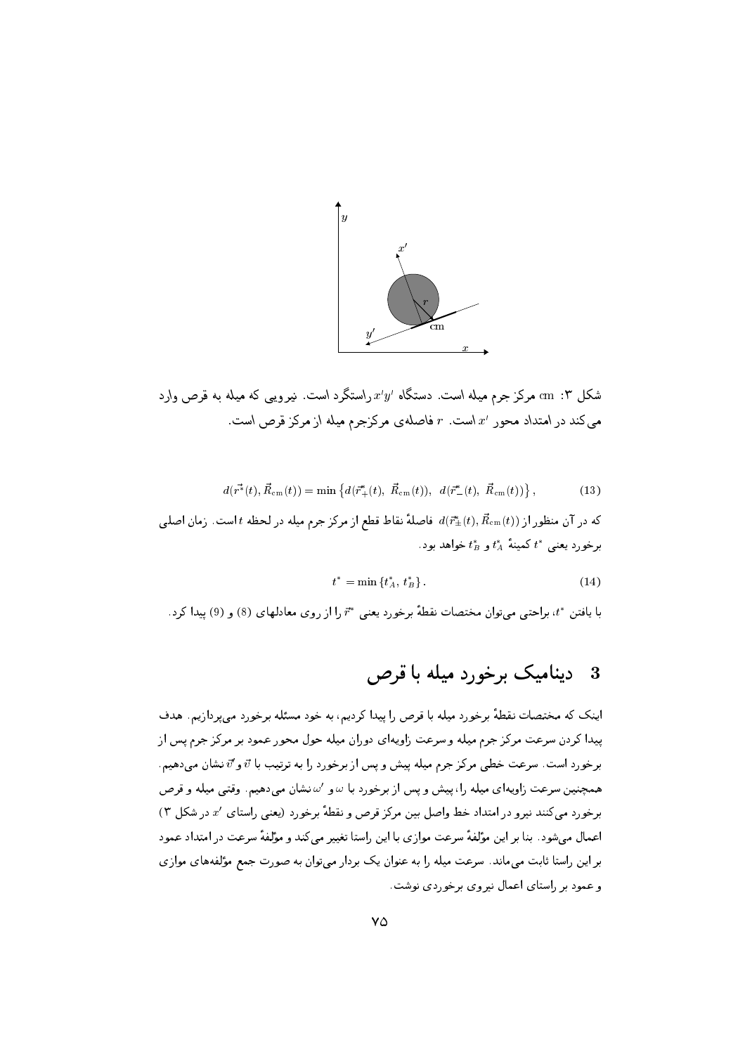شکل ۳: cm مرکز جرم میله است. دستگاه $x'y'$ راستگرد است. نیرویی که میله به قرص وارد می‌کند در امتداد محور $x'$ است. $r$ فاصله‌ی مرکزجرم میله از مرکز قرص است.

$$d(\vec{r^*}(t), \vec{R}_{\rm cm}(t)) = \min\left\{d(\vec{r}^*_+(t),\ \vec{R}_{\rm cm}(t)),\ \ d(\vec{r}^*_-(t),\ \vec{R}_{\rm cm}(t))\right\}, \qquad (13)$$

که در آن منظور از $d(\vec{r}^*_\pm(t), \vec{R}_{\rm cm}(t))$ فاصلهٔ نقاط قطع از مرکز جرم میله در لحظه $t$ است. زمان اصلی برخورد یعنی $t^*$ کمینهٔ $t^*_A$ و $t^*_B$ خواهد بود.

$$t^* = \min\{t^*_A,\ t^*_B\}. \qquad (14)$$

با یافتن $t^*$، براحتی می‌توان مختصات نقطهٔ برخورد یعنی $\vec{r}^*$ را از روی معادلهای (8) و (9) پیدا کرد.

## 3 دینامیک برخورد میله با قرص

اینک که مختصات نقطهٔ برخورد میله با قرص را پیدا کردیم، به خود مسئله برخورد می‌پردازیم. هدف پیدا کردن سرعت مرکز جرم میله و سرعت زاویه‌ای دوران میله حول محور عمود بر مرکز جرم پس از برخورد است. سرعت خطی مرکز جرم میله پیش و پس از برخورد را به ترتیب با $\vec{v}$ و $\vec{v}'$ نشان می‌دهیم. همچنین سرعت زاویه‌ای میله را، پیش و پس از برخورد با $\omega$ و $\omega'$ نشان می‌دهیم. وقتی میله و قرص برخورد می‌کنند نیرو در امتداد خط واصل بین مرکز قرص و نقطهٔ برخورد (یعنی راستای $x'$ در شکل ۳) اعمال می‌شود. بنا بر این مؤلفهٔ سرعت موازی با این راستا تغییر می‌کند و مؤلفهٔ سرعت در امتداد عمود بر این راستا ثابت می‌ماند. سرعت میله را به عنوان یک بردار می‌توان به صورت جمع مؤلفه‌های موازی و عمود بر راستای اعمال نیروی برخوردی نوشت.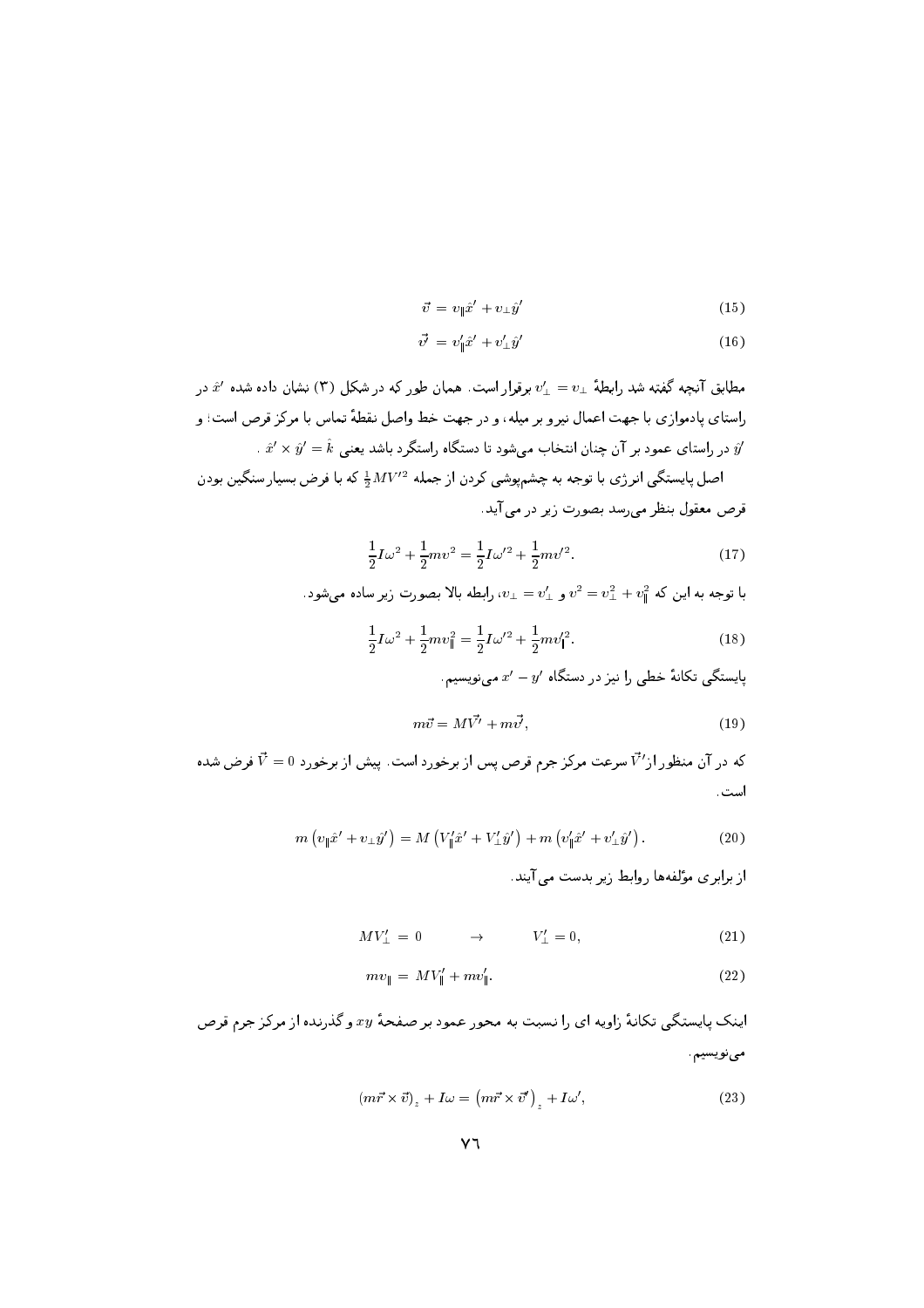$$\vec{v} = v_{\parallel}\hat{x}' + v_{\perp}\hat{y}' \tag{15}$$

$$\vec{v'} = v'_{\parallel}\hat{x}' + v'_{\perp}\hat{y}' \tag{16}$$

مطابق آنچه گفته شد رابطهٔ $v'_{\perp} = v_{\perp}$ برقرار است. همان طور که در شکل (۳) نشان داده شده $\hat{x}'$ در راستای پادموازی با جهت اعمال نیرو بر میله، و در جهت خط واصل نقطهٔ تماس با مرکز قرص است؛ و $\hat{y}'$ در راستای عمود بر آن چنان انتخاب می‌شود تا دستگاه راستگرد باشد یعنی $\hat{x}' \times \hat{y}' = \hat{k}$ .

اصل پایستگی انرژی با توجه به چشم‌پوشی کردن از جمله $\frac{1}{2}MV'^2$ که با فرض بسیار سنگین بودن قرص معقول بنظر می‌رسد بصورت زیر در می‌آید.

$$\frac{1}{2}I\omega^2 + \frac{1}{2}mv^2 = \frac{1}{2}I\omega'^2 + \frac{1}{2}mv'^2. \tag{17}$$

با توجه به این که $v^2 = v_{\perp}^2 + v_{\parallel}^2$ و $v_{\perp} = v'_{\perp}$، رابطه بالا بصورت زیر ساده می‌شود.

$$\frac{1}{2}I\omega^2 + \frac{1}{2}mv_{\parallel}^2 = \frac{1}{2}I\omega'^2 + \frac{1}{2}mv'^2_{\parallel}. \tag{18}$$

پایستگی تکانهٔ خطی را نیز در دستگاه $x' - y'$ می‌نویسیم.

$$m\vec{v} = M\vec{V'} + m\vec{v'}, \tag{19}$$

که در آن منظور از $\vec{V'}$ سرعت مرکز جرم قرص پس از برخورد است. پیش از برخورد $\vec{V} = 0$ فرض شده است.

$$m\left(v_{\parallel}\hat{x}' + v_{\perp}\hat{y}'\right) = M\left(V'_{\parallel}\hat{x}' + V'_{\perp}\hat{y}'\right) + m\left(v'_{\parallel}\hat{x}' + v'_{\perp}\hat{y}'\right). \tag{20}$$

از برابری مؤلفه‌ها روابط زیر بدست می‌آیند.

$$MV'_{\perp} = 0 \qquad \rightarrow \qquad V'_{\perp} = 0, \tag{21}$$

$$mv_{\parallel} = MV'_{\parallel} + mv'_{\parallel}. \tag{22}$$

اینک پایستگی تکانهٔ زاویه ای را نسبت به محور عمود بر صفحهٔ $xy$ و گذرنده از مرکز جرم قرص می‌نویسیم.

$$\left(m\vec{r} \times \vec{v}\right)_z + I\omega = \left(m\vec{r} \times \vec{v'}\right)_z + I\omega', \tag{23}$$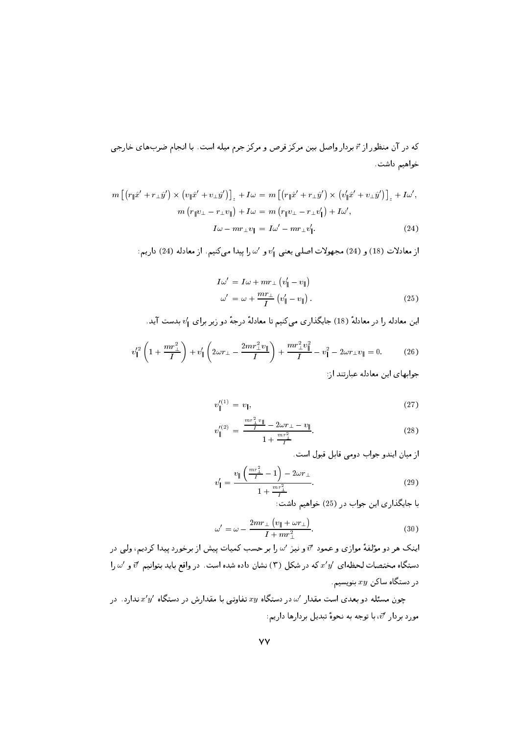که در آن منظور از $\vec{r}$ بردار واصل بین مرکز قرص و مرکز جرم میله است. با انجام ضرب‌های خارجی خواهیم داشت.

$$
\begin{aligned}
m\left[\left(r_{\parallel}\hat{x}'+r_{\perp}\hat{y}'\right)\times\left(v_{\parallel}\hat{x}'+v_{\perp}\hat{y}'\right)\right]_z+I\omega &= m\left[\left(r_{\parallel}\hat{x}'+r_{\perp}\hat{y}'\right)\times\left(v'_{\parallel}\hat{x}'+v_{\perp}\hat{y}'\right)\right]_z+I\omega',\\
m\left(r_{\parallel}v_{\perp}-r_{\perp}v_{\parallel}\right)+I\omega &= m\left(r_{\parallel}v_{\perp}-r_{\perp}v'_{\parallel}\right)+I\omega',\\
I\omega-mr_{\perp}v_{\parallel} &= I\omega'-mr_{\perp}v'_{\parallel}. \qquad (24)
\end{aligned}
$$

از معادلات (18) و (24) مجهولات اصلی یعنی $v'_{\parallel}$ و $\omega'$ را پیدا می‌کنیم. از معادله (24) داریم:

$$
\begin{aligned}
I\omega' &= I\omega+mr_{\perp}\left(v'_{\parallel}-v_{\parallel}\right)\\
\omega' &= \omega+\frac{mr_{\perp}}{I}\left(v'_{\parallel}-v_{\parallel}\right). \qquad (25)
\end{aligned}
$$

این معادله را در معادلهٔ (18) جایگذاری می‌کنیم تا معادلهٔ درجهٔ دو زیر برای $v'_{\parallel}$ بدست آید.

$$
v'^2_{\parallel}\left(1+\frac{mr_{\perp}^2}{I}\right)+v'_{\parallel}\left(2\omega r_{\perp}-\frac{2mr_{\perp}^2v_{\parallel}}{I}\right)+\frac{mr_{\perp}^2v_{\parallel}^2}{I}-v_{\parallel}^2-2\omega r_{\perp}v_{\parallel}=0. \qquad (26)
$$

جوابهای این معادله عبارتند از:

$$
v'^{(1)}_{\parallel} = v_{\parallel}, \qquad (27)
$$

$$
v'^{(2)}_{\parallel} = \frac{\frac{mr_{\perp}^2v_{\parallel}}{I}-2\omega r_{\perp}-v_{\parallel}}{1+\frac{mr_{\perp}^2}{I}}. \qquad (28)
$$

از میان ایندو جواب دومی قابل قبول است.

$$
v'_{\parallel}=\frac{v_{\parallel}\left(\frac{mr_{\perp}^2}{I}-1\right)-2\omega r_{\perp}}{1+\frac{mr_{\perp}^2}{I}}. \qquad (29)
$$

با جایگذاری این جواب در (25) خواهیم داشت:

$$
\omega'=\omega-\frac{2mr_{\perp}\left(v_{\parallel}+\omega r_{\perp}\right)}{I+mr_{\perp}^2}. \qquad (30)
$$

اینک هر دو مؤلفهٔ موازی و عمود $\vec{v}'$ و نیز $\omega'$ را بر حسب کمیات پیش از برخورد پیدا کردیم، ولی در دستگاه مختصات لحظه‌ای $x'y'$ که در شکل (۳) نشان داده شده است. در واقع باید بتوانیم $\vec{v}'$ و $\omega'$ را در دستگاه ساکن $xy$ بنویسیم.

چون مسئله دو بعدی است مقدار $\omega'$ در دستگاه $xy$ تفاوتی با مقدارش در دستگاه $x'y'$ ندارد. در مورد بردار $\vec{v}'$، با توجه به نحوهٔ تبدیل بردارها داریم: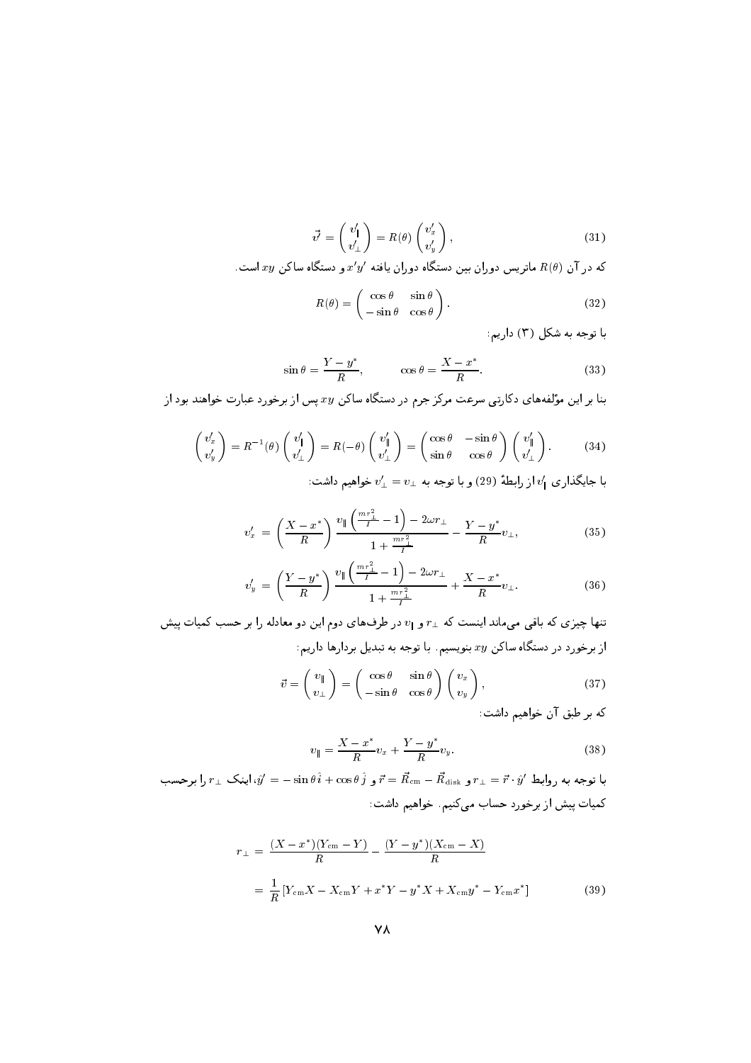$$\vec{v}' = \begin{pmatrix} v'_{\parallel} \\ v'_{\perp} \end{pmatrix} = R(\theta) \begin{pmatrix} v'_x \\ v'_y \end{pmatrix}, \tag{31}$$

که در آن $R(\theta)$ ماتریس دوران بین دستگاه دوران یافته $x'y'$ و دستگاه ساکن $xy$ است.

$$R(\theta) = \begin{pmatrix} \cos\theta & \sin\theta \\ -\sin\theta & \cos\theta \end{pmatrix}. \tag{32}$$

با توجه به شکل (۳) داریم:

$$\sin\theta = \frac{Y - y^*}{R}, \qquad \cos\theta = \frac{X - x^*}{R}. \tag{33}$$

بنا بر این مؤلفه‌های دکارتی سرعت مرکز جرم در دستگاه ساکن $xy$ پس از برخورد عبارت خواهند بود از

$$\begin{pmatrix} v'_x \\ v'_y \end{pmatrix} = R^{-1}(\theta) \begin{pmatrix} v'_{\parallel} \\ v'_{\perp} \end{pmatrix} = R(-\theta) \begin{pmatrix} v'_{\parallel} \\ v'_{\perp} \end{pmatrix} = \begin{pmatrix} \cos\theta & -\sin\theta \\ \sin\theta & \cos\theta \end{pmatrix} \begin{pmatrix} v'_{\parallel} \\ v'_{\perp} \end{pmatrix}. \tag{34}$$

با جایگذاری $v'_{\parallel}$ از رابطهٔ (29) و با توجه به $v'_{\perp} = v_{\perp}$ خواهیم داشت:

$$v'_x = \left(\frac{X - x^*}{R}\right) \frac{v_{\parallel}\left(\frac{mr_{\perp}^2}{I} - 1\right) - 2\omega r_{\perp}}{1 + \frac{mr_{\perp}^2}{I}} - \frac{Y - y^*}{R} v_{\perp}, \tag{35}$$

$$v'_y = \left(\frac{Y - y^*}{R}\right) \frac{v_{\parallel}\left(\frac{mr_{\perp}^2}{I} - 1\right) - 2\omega r_{\perp}}{1 + \frac{mr_{\perp}^2}{I}} + \frac{X - x^*}{R} v_{\perp}. \tag{36}$$

تنها چیزی که باقی می‌ماند اینست که $r_{\perp}$ و $v_{\parallel}$ در طرف‌های دوم این دو معادله را بر حسب کمیات پیش از برخورد در دستگاه ساکن $xy$ بنویسیم. با توجه به تبدیل بردارها داریم:

$$\vec{v} = \begin{pmatrix} v_{\parallel} \\ v_{\perp} \end{pmatrix} = \begin{pmatrix} \cos\theta & \sin\theta \\ -\sin\theta & \cos\theta \end{pmatrix} \begin{pmatrix} v_x \\ v_y \end{pmatrix}, \tag{37}$$

که بر طبق آن خواهیم داشت:

$$v_{\parallel} = \frac{X - x^*}{R} v_x + \frac{Y - y^*}{R} v_y. \tag{38}$$

با توجه به روابط $\hat{y}' = -\sin\theta\,\hat{i} + \cos\theta\,\hat{j}$، $\vec{r} = \vec{R}_{\rm cm} - \vec{R}_{\rm disk}$ و $r_{\perp} = \vec{r} \cdot \hat{y}'$، اینک $r_{\perp}$ را برحسب کمیات پیش از برخورد حساب می‌کنیم. خواهیم داشت:

$$\begin{aligned} r_{\perp} &= \frac{(X - x^*)(Y_{\rm cm} - Y)}{R} - \frac{(Y - y^*)(X_{\rm cm} - X)}{R} \\ &= \frac{1}{R}\left[Y_{\rm cm}X - X_{\rm cm}Y + x^*Y - y^*X + X_{\rm cm}y^* - Y_{\rm cm}x^*\right] \end{aligned} \tag{39}$$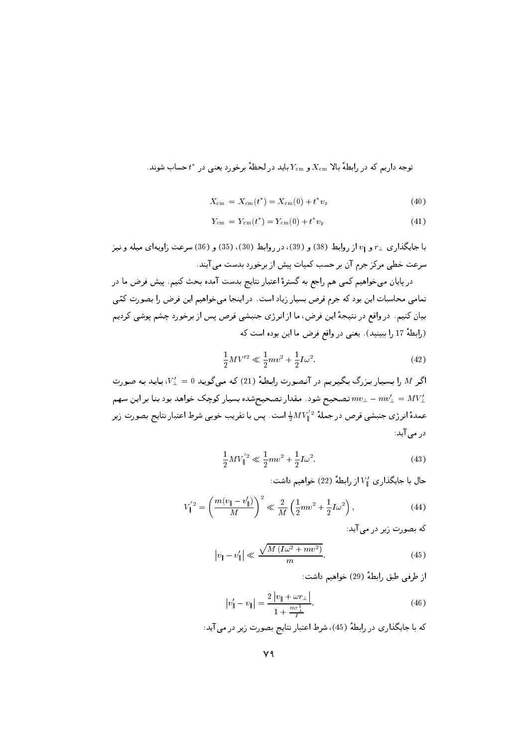توجه داریم که در رابطهٔ بالا $X_{\rm cm}$ و $Y_{\rm cm}$ باید در لحظهٔ برخورد یعنی در $t^*$ حساب شوند.

$$X_{\rm cm} = X_{\rm cm}(t^*) = X_{\rm cm}(0) + t^* v_x \tag{40}$$

$$Y_{\rm cm} = Y_{\rm cm}(t^*) = Y_{\rm cm}(0) + t^* v_y \tag{41}$$

با جایگذاری $r_\perp$ و $v_\parallel$ از روابط (38) و (39)، در روابط (30)، (35) و (36) سرعت زاویه‌ای میله و نیز سرعت خطی مرکز جرم آن بر حسب کمیات پیش از برخورد بدست می‌آیند.

در پایان می‌خواهیم کمی هم راجع به گسترهٔ اعتبار نتایج بدست آمده بحث کنیم. پیش فرض ما در تمامی محاسبات این بود که جرم قرص بسیار زیاد است. در اینجا می‌خواهیم این فرض را بصورت کمّی بیان کنیم. در واقع در نتیجهٔ این فرض، ما از انرژی جنبشی قرص پس از برخورد چشم پوشی کردیم (رابطهٔ 17 را ببینید). یعنی در واقع فرض ما این بوده است که

$$\frac{1}{2}MV'^2 \ll \frac{1}{2}mv^2 + \frac{1}{2}I\omega^2. \tag{42}$$

اگر $M$ را بسیار بزرگ بگیریم در آنصورت رابطهٔ (21) که می‌گوید $V'_\perp = 0$، باید به صورت $mv_\perp - mv'_\perp = MV'_\perp$ تصحیح شود. مقدار تصحیح‌شده بسیار کوچک خواهد بود بنا بر این سهم عمدهٔ انرژی جنبشی قرص در جملهٔ $\frac{1}{2}MV_\parallel'^2$ است. پس با تقریب خوبی شرط اعتبار نتایج بصورت زیر در می‌آید:

$$\frac{1}{2}MV_\parallel'^2 \ll \frac{1}{2}mv^2 + \frac{1}{2}I\omega^2. \tag{43}$$

حال با جایگذاری $V'_\parallel$ از رابطهٔ (22) خواهیم داشت:

$$V_\parallel'^2 = \left(\frac{m(v_\parallel - v'_\parallel)}{M}\right)^2 \ll \frac{2}{M}\left(\frac{1}{2}mv^2 + \frac{1}{2}I\omega^2\right), \tag{44}$$

که بصورت زیر در می‌آید:

$$\left|v_\parallel - v'_\parallel\right| \ll \frac{\sqrt{M\left(I\omega^2 + mv^2\right)}}{m}. \tag{45}$$

از طرفی طبق رابطهٔ (29) خواهیم داشت:

$$\left|v'_\parallel - v_\parallel\right| = \frac{2\left|v_\parallel + \omega r_\perp\right|}{1 + \frac{mr_\perp^2}{I}}. \tag{46}$$

که با جایگذاری در رابطهٔ (45)، شرط اعتبار نتایج بصورت زیر در می‌آید: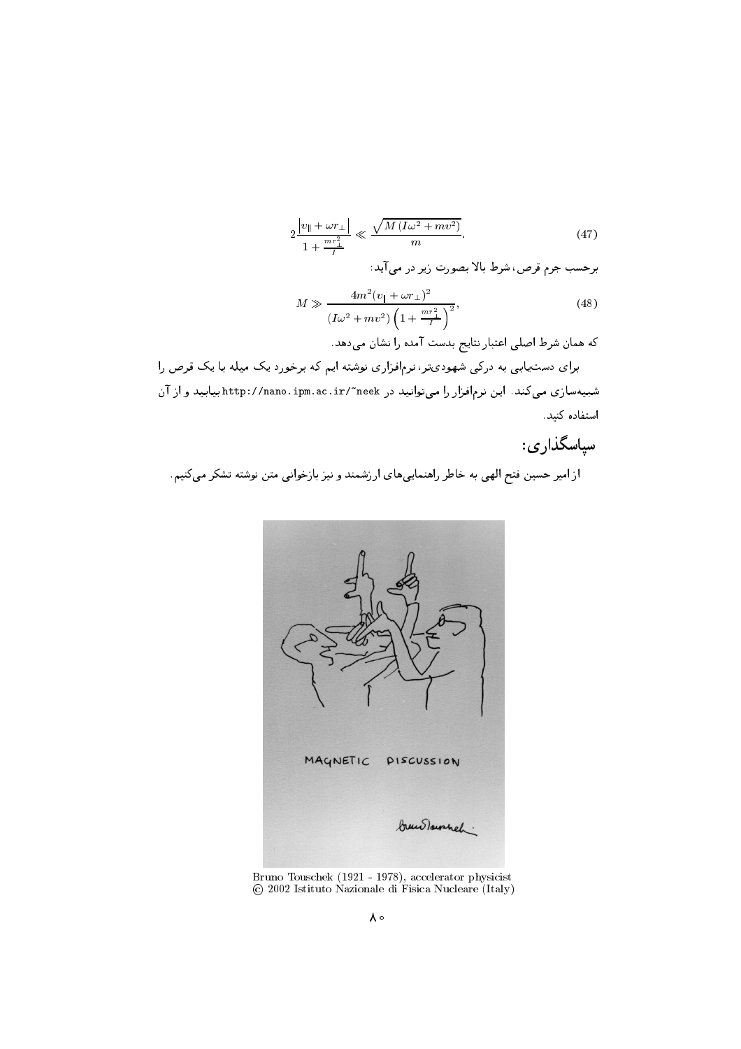$$2\frac{\left|v_{\parallel}+\omega r_{\perp}\right|}{1+\frac{mr_{\perp}^{2}}{I}} \ll \frac{\sqrt{M\left(I\omega^{2}+mv^{2}\right)}}{m}. \tag{47}$$

برحسب جرم قرص، شرط بالا بصورت زیر در می‌آید:

$$M \gg \frac{4m^{2}(v_{\parallel}+\omega r_{\perp})^{2}}{\left(I\omega^{2}+mv^{2}\right)\left(1+\frac{mr_{\perp}^{2}}{I}\right)^{2}}, \tag{48}$$

که همان شرط اصلی اعتبار نتایج بدست آمده را نشان می‌دهد.

برای دست‌یابی به درکی شهودی‌تر، نرم‌افزاری نوشته ایم که برخورد یک میله با یک قرص را شبیه‌سازی می‌کند. این نرم‌افزار را می‌توانید در http://nano.ipm.ac.ir/~neek بیابید و از آن استفاده کنید.

## سپاسگذاری:

از امیر حسین فتح الهی به خاطر راهنمایی‌های ارزشمند و نیز بازخوانی متن نوشته تشکر می‌کنیم.

MAGNETIC DISCUSSION

Bruno Touschek (1921 - 1978), accelerator physicist
© 2002 Istituto Nazionale di Fisica Nucleare (Italy)